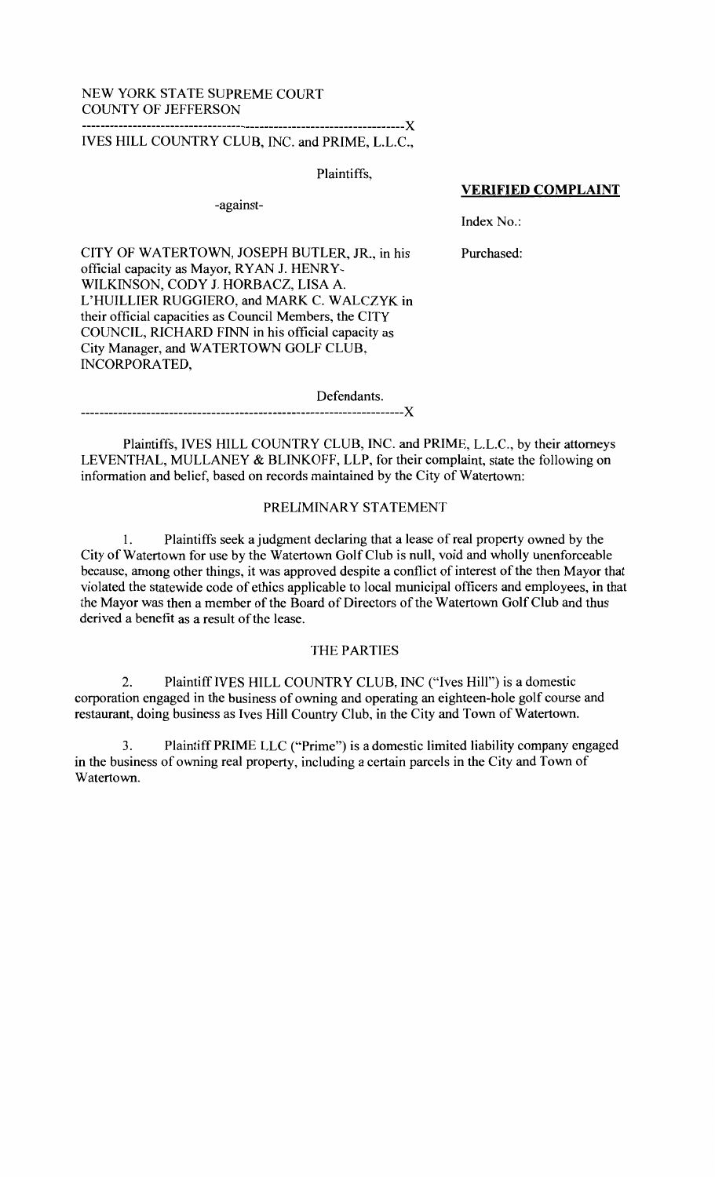NEW YORK STATE SUPREME COURT
COUNTY OF JEFFERSON

---

IVES HILL COUNTRY CLUB, INC. and PRIME, L.L.C.,

Plaintiffs,

-against-

CITY OF WATERTOWN, JOSEPH BUTLER, JR., in his official capacity as Mayor, RYAN J. HENRY-WILKINSON, CODY J. HORBACZ, LISA A. L'HUILLIER RUGGIERO, and MARK C. WALCZYK in their official capacities as Council Members, the CITY COUNCIL, RICHARD FINN in his official capacity as City Manager, and WATERTOWN GOLF CLUB, INCORPORATED,

Defendants.

---

**VERIFIED COMPLAINT**

Index No.:

Purchased:

Plaintiffs, IVES HILL COUNTRY CLUB, INC. and PRIME, L.L.C., by their attorneys LEVENTHAL, MULLANEY & BLINKOFF, LLP, for their complaint, state the following on information and belief, based on records maintained by the City of Watertown:

## PRELIMINARY STATEMENT

1. Plaintiffs seek a judgment declaring that a lease of real property owned by the City of Watertown for use by the Watertown Golf Club is null, void and wholly unenforceable because, among other things, it was approved despite a conflict of interest of the then Mayor that violated the statewide code of ethics applicable to local municipal officers and employees, in that the Mayor was then a member of the Board of Directors of the Watertown Golf Club and thus derived a benefit as a result of the lease.

## THE PARTIES

2. Plaintiff IVES HILL COUNTRY CLUB, INC ("Ives Hill") is a domestic corporation engaged in the business of owning and operating an eighteen-hole golf course and restaurant, doing business as Ives Hill Country Club, in the City and Town of Watertown.

3. Plaintiff PRIME LLC ("Prime") is a domestic limited liability company engaged in the business of owning real property, including a certain parcels in the City and Town of Watertown.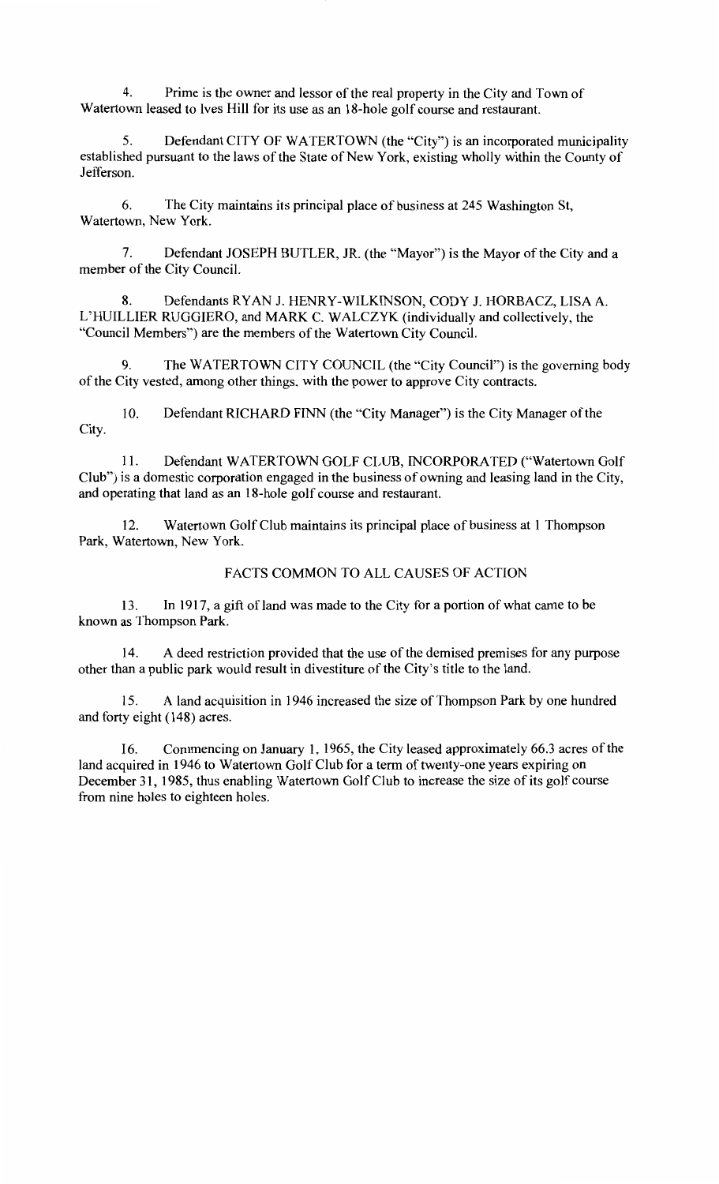4. Prime is the owner and lessor of the real property in the City and Town of Watertown leased to Ives Hill for its use as an 18-hole golf course and restaurant.

5. Defendant CITY OF WATERTOWN (the "City") is an incorporated municipality established pursuant to the laws of the State of New York, existing wholly within the County of Jefferson.

6. The City maintains its principal place of business at 245 Washington St, Watertown, New York.

7. Defendant JOSEPH BUTLER, JR. (the "Mayor") is the Mayor of the City and a member of the City Council.

8. Defendants RYAN J. HENRY-WILKINSON, CODY J. HORBACZ, LISA A. L'HUILLIER RUGGIERO, and MARK C. WALCZYK (individually and collectively, the "Council Members") are the members of the Watertown City Council.

9. The WATERTOWN CITY COUNCIL (the "City Council") is the governing body of the City vested, among other things, with the power to approve City contracts.

10. Defendant RICHARD FINN (the "City Manager") is the City Manager of the City.

11. Defendant WATERTOWN GOLF CLUB, INCORPORATED ("Watertown Golf Club") is a domestic corporation engaged in the business of owning and leasing land in the City, and operating that land as an 18-hole golf course and restaurant.

12. Watertown Golf Club maintains its principal place of business at 1 Thompson Park, Watertown, New York.

## FACTS COMMON TO ALL CAUSES OF ACTION

13. In 1917, a gift of land was made to the City for a portion of what came to be known as Thompson Park.

14. A deed restriction provided that the use of the demised premises for any purpose other than a public park would result in divestiture of the City's title to the land.

15. A land acquisition in 1946 increased the size of Thompson Park by one hundred and forty eight (148) acres.

16. Commencing on January 1, 1965, the City leased approximately 66.3 acres of the land acquired in 1946 to Watertown Golf Club for a term of twenty-one years expiring on December 31, 1985, thus enabling Watertown Golf Club to increase the size of its golf course from nine holes to eighteen holes.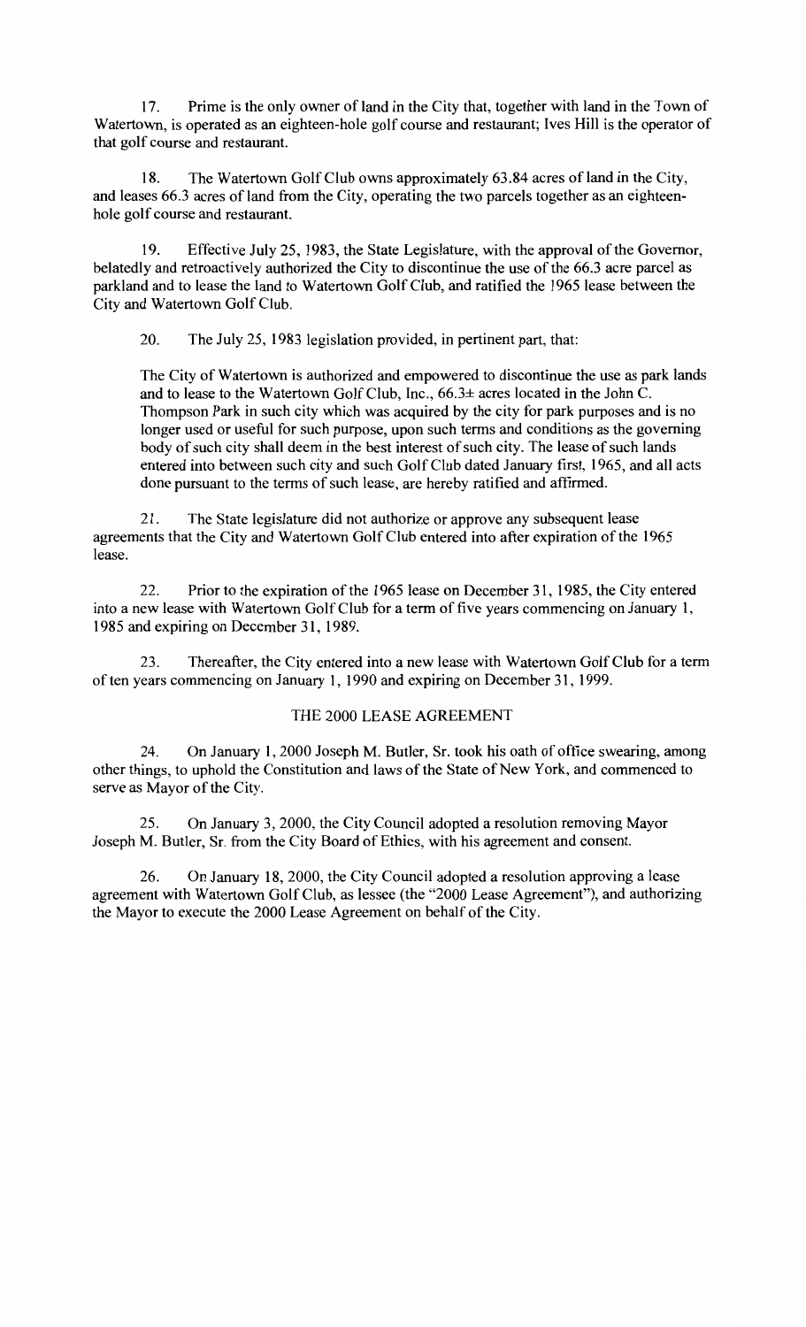17. Prime is the only owner of land in the City that, together with land in the Town of Watertown, is operated as an eighteen-hole golf course and restaurant; Ives Hill is the operator of that golf course and restaurant.

18. The Watertown Golf Club owns approximately 63.84 acres of land in the City, and leases 66.3 acres of land from the City, operating the two parcels together as an eighteen-hole golf course and restaurant.

19. Effective July 25, 1983, the State Legislature, with the approval of the Governor, belatedly and retroactively authorized the City to discontinue the use of the 66.3 acre parcel as parkland and to lease the land to Watertown Golf Club, and ratified the 1965 lease between the City and Watertown Golf Club.

20. The July 25, 1983 legislation provided, in pertinent part, that:

The City of Watertown is authorized and empowered to discontinue the use as park lands and to lease to the Watertown Golf Club, Inc., 66.3± acres located in the John C. Thompson Park in such city which was acquired by the city for park purposes and is no longer used or useful for such purpose, upon such terms and conditions as the governing body of such city shall deem in the best interest of such city. The lease of such lands entered into between such city and such Golf Club dated January first, 1965, and all acts done pursuant to the terms of such lease, are hereby ratified and affirmed.

21. The State legislature did not authorize or approve any subsequent lease agreements that the City and Watertown Golf Club entered into after expiration of the 1965 lease.

22. Prior to the expiration of the 1965 lease on December 31, 1985, the City entered into a new lease with Watertown Golf Club for a term of five years commencing on January 1, 1985 and expiring on December 31, 1989.

23. Thereafter, the City entered into a new lease with Watertown Golf Club for a term of ten years commencing on January 1, 1990 and expiring on December 31, 1999.

## THE 2000 LEASE AGREEMENT

24. On January 1, 2000 Joseph M. Butler, Sr. took his oath of office swearing, among other things, to uphold the Constitution and laws of the State of New York, and commenced to serve as Mayor of the City.

25. On January 3, 2000, the City Council adopted a resolution removing Mayor Joseph M. Butler, Sr. from the City Board of Ethics, with his agreement and consent.

26. On January 18, 2000, the City Council adopted a resolution approving a lease agreement with Watertown Golf Club, as lessee (the "2000 Lease Agreement"), and authorizing the Mayor to execute the 2000 Lease Agreement on behalf of the City.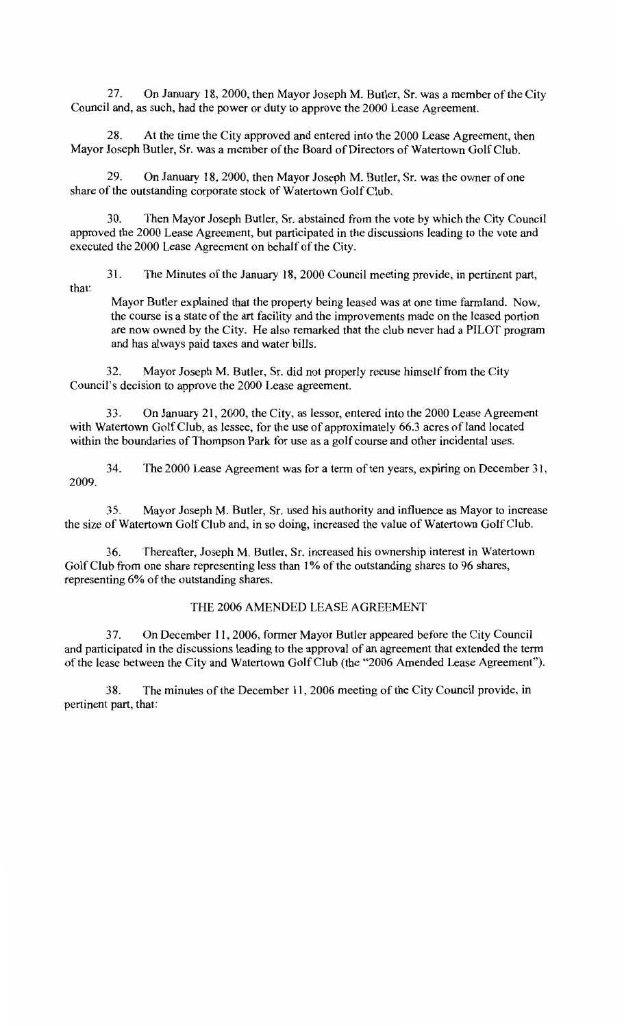27. On January 18, 2000, then Mayor Joseph M. Butler, Sr. was a member of the City Council and, as such, had the power or duty to approve the 2000 Lease Agreement.

28. At the time the City approved and entered into the 2000 Lease Agreement, then Mayor Joseph Butler, Sr. was a member of the Board of Directors of Watertown Golf Club.

29. On January 18, 2000, then Mayor Joseph M. Butler, Sr. was the owner of one share of the outstanding corporate stock of Watertown Golf Club.

30. Then Mayor Joseph Butler, Sr. abstained from the vote by which the City Council approved the 2000 Lease Agreement, but participated in the discussions leading to the vote and executed the 2000 Lease Agreement on behalf of the City.

31. The Minutes of the January 18, 2000 Council meeting provide, in pertinent part, that:

> Mayor Butler explained that the property being leased was at one time farmland. Now, the course is a state of the art facility and the improvements made on the leased portion are now owned by the City. He also remarked that the club never had a PILOT program and has always paid taxes and water bills.

32. Mayor Joseph M. Butler, Sr. did not properly recuse himself from the City Council's decision to approve the 2000 Lease agreement.

33. On January 21, 2000, the City, as lessor, entered into the 2000 Lease Agreement with Watertown Golf Club, as lessee, for the use of approximately 66.3 acres of land located within the boundaries of Thompson Park for use as a golf course and other incidental uses.

34. The 2000 Lease Agreement was for a term of ten years, expiring on December 31, 2009.

35. Mayor Joseph M. Butler, Sr. used his authority and influence as Mayor to increase the size of Watertown Golf Club and, in so doing, increased the value of Watertown Golf Club.

36. Thereafter, Joseph M. Butler, Sr. increased his ownership interest in Watertown Golf Club from one share representing less than 1% of the outstanding shares to 96 shares, representing 6% of the outstanding shares.

## THE 2006 AMENDED LEASE AGREEMENT

37. On December 11, 2006, former Mayor Butler appeared before the City Council and participated in the discussions leading to the approval of an agreement that extended the term of the lease between the City and Watertown Golf Club (the "2006 Amended Lease Agreement").

38. The minutes of the December 11, 2006 meeting of the City Council provide, in pertinent part, that: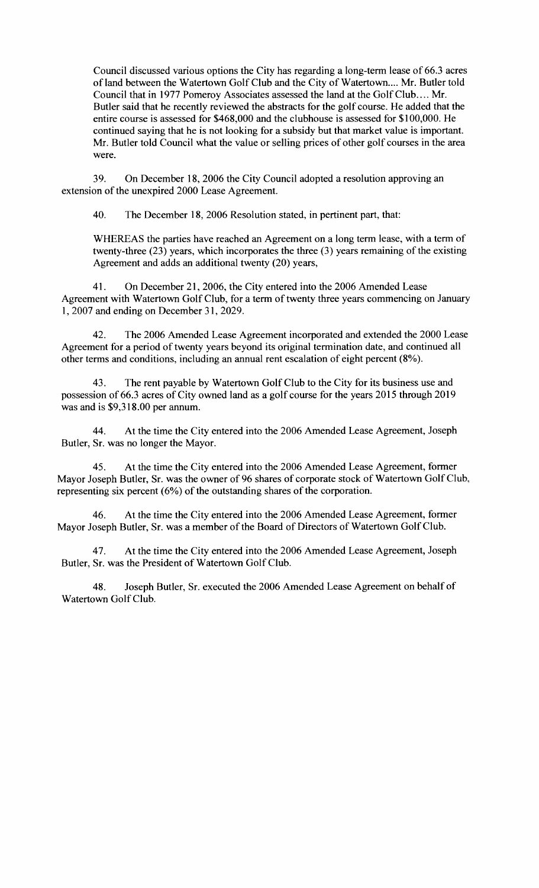> Council discussed various options the City has regarding a long-term lease of 66.3 acres of land between the Watertown Golf Club and the City of Watertown.... Mr. Butler told Council that in 1977 Pomeroy Associates assessed the land at the Golf Club.... Mr. Butler said that he recently reviewed the abstracts for the golf course. He added that the entire course is assessed for $468,000 and the clubhouse is assessed for $100,000. He continued saying that he is not looking for a subsidy but that market value is important. Mr. Butler told Council what the value or selling prices of other golf courses in the area were.

39. On December 18, 2006 the City Council adopted a resolution approving an extension of the unexpired 2000 Lease Agreement.

40. The December 18, 2006 Resolution stated, in pertinent part, that:

> WHEREAS the parties have reached an Agreement on a long term lease, with a term of twenty-three (23) years, which incorporates the three (3) years remaining of the existing Agreement and adds an additional twenty (20) years,

41. On December 21, 2006, the City entered into the 2006 Amended Lease Agreement with Watertown Golf Club, for a term of twenty three years commencing on January 1, 2007 and ending on December 31, 2029.

42. The 2006 Amended Lease Agreement incorporated and extended the 2000 Lease Agreement for a period of twenty years beyond its original termination date, and continued all other terms and conditions, including an annual rent escalation of eight percent (8%).

43. The rent payable by Watertown Golf Club to the City for its business use and possession of 66.3 acres of City owned land as a golf course for the years 2015 through 2019 was and is $9,318.00 per annum.

44. At the time the City entered into the 2006 Amended Lease Agreement, Joseph Butler, Sr. was no longer the Mayor.

45. At the time the City entered into the 2006 Amended Lease Agreement, former Mayor Joseph Butler, Sr. was the owner of 96 shares of corporate stock of Watertown Golf Club, representing six percent (6%) of the outstanding shares of the corporation.

46. At the time the City entered into the 2006 Amended Lease Agreement, former Mayor Joseph Butler, Sr. was a member of the Board of Directors of Watertown Golf Club.

47. At the time the City entered into the 2006 Amended Lease Agreement, Joseph Butler, Sr. was the President of Watertown Golf Club.

48. Joseph Butler, Sr. executed the 2006 Amended Lease Agreement on behalf of Watertown Golf Club.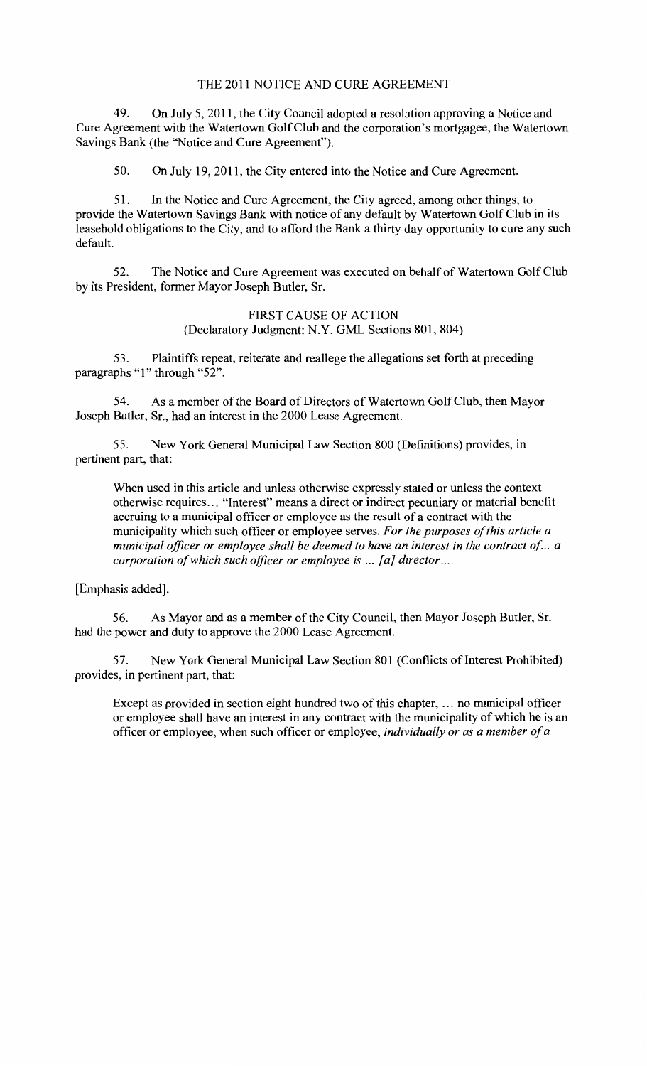## THE 2011 NOTICE AND CURE AGREEMENT

49. On July 5, 2011, the City Council adopted a resolution approving a Notice and Cure Agreement with the Watertown Golf Club and the corporation's mortgagee, the Watertown Savings Bank (the "Notice and Cure Agreement").

50. On July 19, 2011, the City entered into the Notice and Cure Agreement.

51. In the Notice and Cure Agreement, the City agreed, among other things, to provide the Watertown Savings Bank with notice of any default by Watertown Golf Club in its leasehold obligations to the City, and to afford the Bank a thirty day opportunity to cure any such default.

52. The Notice and Cure Agreement was executed on behalf of Watertown Golf Club by its President, former Mayor Joseph Butler, Sr.

## FIRST CAUSE OF ACTION
### (Declaratory Judgment: N.Y. GML Sections 801, 804)

53. Plaintiffs repeat, reiterate and reallege the allegations set forth at preceding paragraphs "1" through "52".

54. As a member of the Board of Directors of Watertown Golf Club, then Mayor Joseph Butler, Sr., had an interest in the 2000 Lease Agreement.

55. New York General Municipal Law Section 800 (Definitions) provides, in pertinent part, that:

> When used in this article and unless otherwise expressly stated or unless the context otherwise requires… "Interest" means a direct or indirect pecuniary or material benefit accruing to a municipal officer or employee as the result of a contract with the municipality which such officer or employee serves. *For the purposes of this article a municipal officer or employee shall be deemed to have an interest in the contract of… a corporation of which such officer or employee is … [a] director….*

[Emphasis added].

56. As Mayor and as a member of the City Council, then Mayor Joseph Butler, Sr. had the power and duty to approve the 2000 Lease Agreement.

57. New York General Municipal Law Section 801 (Conflicts of Interest Prohibited) provides, in pertinent part, that:

> Except as provided in section eight hundred two of this chapter, … no municipal officer or employee shall have an interest in any contract with the municipality of which he is an officer or employee, when such officer or employee, *individually or as a member of a*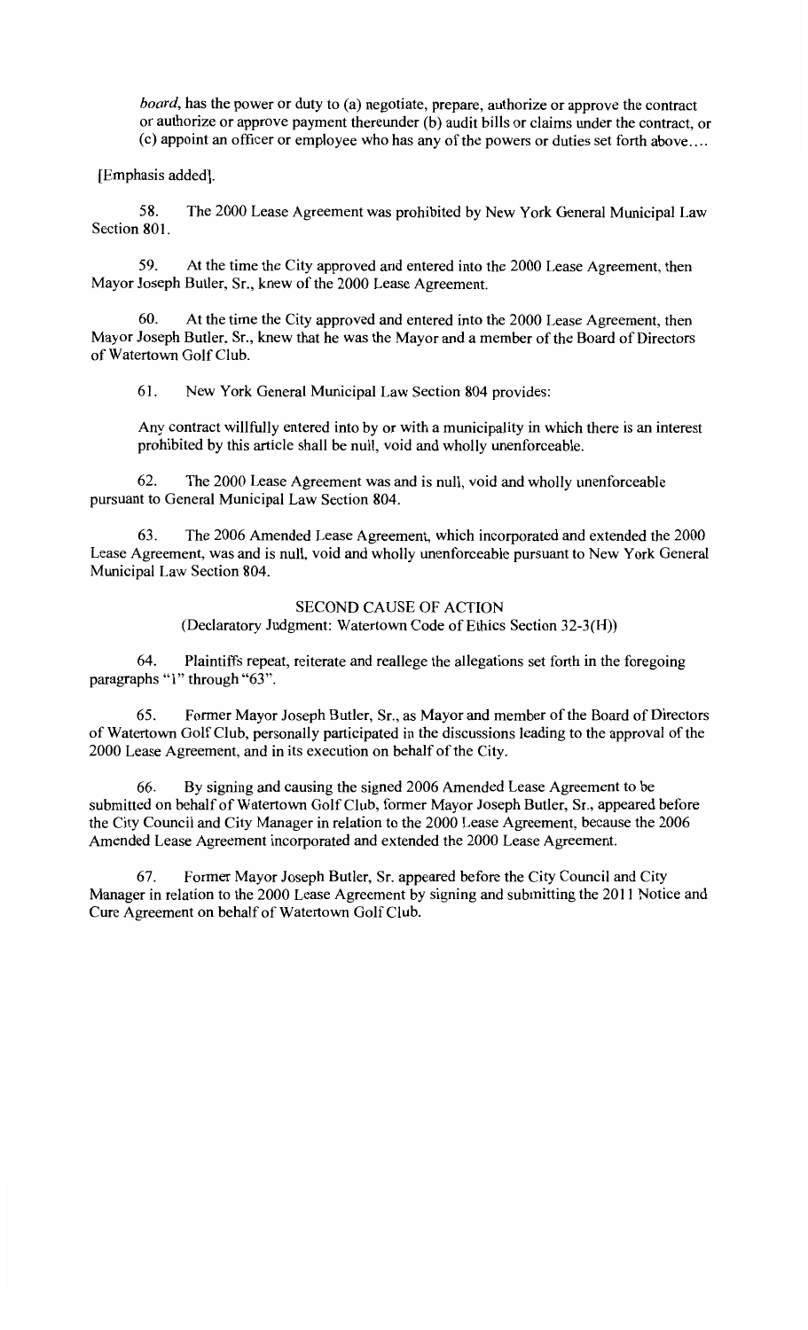*board*, has the power or duty to (a) negotiate, prepare, authorize or approve the contract or authorize or approve payment thereunder (b) audit bills or claims under the contract, or (c) appoint an officer or employee who has any of the powers or duties set forth above….

[Emphasis added].

58. The 2000 Lease Agreement was prohibited by New York General Municipal Law Section 801.

59. At the time the City approved and entered into the 2000 Lease Agreement, then Mayor Joseph Butler, Sr., knew of the 2000 Lease Agreement.

60. At the time the City approved and entered into the 2000 Lease Agreement, then Mayor Joseph Butler, Sr., knew that he was the Mayor and a member of the Board of Directors of Watertown Golf Club.

61. New York General Municipal Law Section 804 provides:

Any contract willfully entered into by or with a municipality in which there is an interest prohibited by this article shall be null, void and wholly unenforceable.

62. The 2000 Lease Agreement was and is null, void and wholly unenforceable pursuant to General Municipal Law Section 804.

63. The 2006 Amended Lease Agreement, which incorporated and extended the 2000 Lease Agreement, was and is null, void and wholly unenforceable pursuant to New York General Municipal Law Section 804.

## SECOND CAUSE OF ACTION

(Declaratory Judgment: Watertown Code of Ethics Section 32-3(H))

64. Plaintiffs repeat, reiterate and reallege the allegations set forth in the foregoing paragraphs "1" through "63".

65. Former Mayor Joseph Butler, Sr., as Mayor and member of the Board of Directors of Watertown Golf Club, personally participated in the discussions leading to the approval of the 2000 Lease Agreement, and in its execution on behalf of the City.

66. By signing and causing the signed 2006 Amended Lease Agreement to be submitted on behalf of Watertown Golf Club, former Mayor Joseph Butler, Sr., appeared before the City Council and City Manager in relation to the 2000 Lease Agreement, because the 2006 Amended Lease Agreement incorporated and extended the 2000 Lease Agreement.

67. Former Mayor Joseph Butler, Sr. appeared before the City Council and City Manager in relation to the 2000 Lease Agreement by signing and submitting the 2011 Notice and Cure Agreement on behalf of Watertown Golf Club.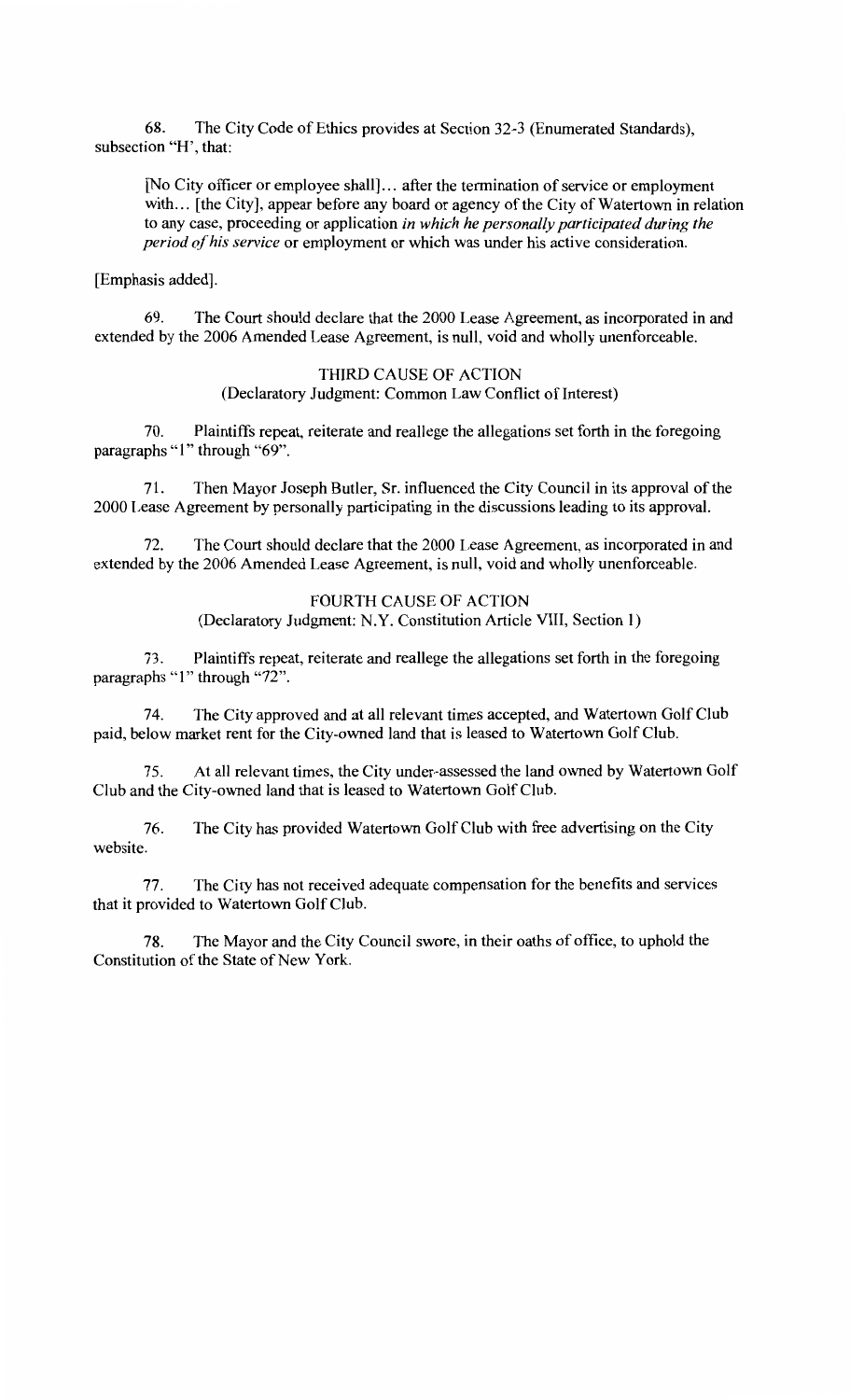68. The City Code of Ethics provides at Section 32-3 (Enumerated Standards), subsection "H', that:

> [No City officer or employee shall]... after the termination of service or employment with... [the City], appear before any board or agency of the City of Watertown in relation to any case, proceeding or application *in which he personally participated during the period of his service* or employment or which was under his active consideration.

[Emphasis added].

69. The Court should declare that the 2000 Lease Agreement, as incorporated in and extended by the 2006 Amended Lease Agreement, is null, void and wholly unenforceable.

THIRD CAUSE OF ACTION
(Declaratory Judgment: Common Law Conflict of Interest)

70. Plaintiffs repeat, reiterate and reallege the allegations set forth in the foregoing paragraphs "1" through "69".

71. Then Mayor Joseph Butler, Sr. influenced the City Council in its approval of the 2000 Lease Agreement by personally participating in the discussions leading to its approval.

72. The Court should declare that the 2000 Lease Agreement, as incorporated in and extended by the 2006 Amended Lease Agreement, is null, void and wholly unenforceable.

FOURTH CAUSE OF ACTION
(Declaratory Judgment: N.Y. Constitution Article VIII, Section 1)

73. Plaintiffs repeat, reiterate and reallege the allegations set forth in the foregoing paragraphs "1" through "72".

74. The City approved and at all relevant times accepted, and Watertown Golf Club paid, below market rent for the City-owned land that is leased to Watertown Golf Club.

75. At all relevant times, the City under-assessed the land owned by Watertown Golf Club and the City-owned land that is leased to Watertown Golf Club.

76. The City has provided Watertown Golf Club with free advertising on the City website.

77. The City has not received adequate compensation for the benefits and services that it provided to Watertown Golf Club.

78. The Mayor and the City Council swore, in their oaths of office, to uphold the Constitution of the State of New York.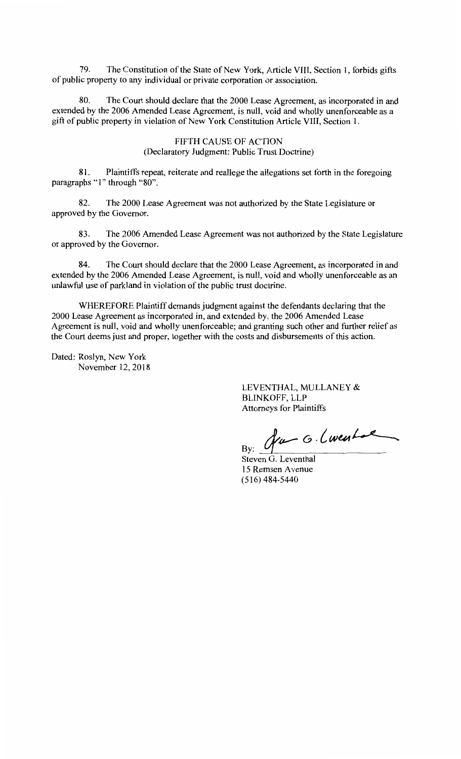79. The Constitution of the State of New York, Article VIII, Section 1, forbids gifts of public property to any individual or private corporation or association.

80. The Court should declare that the 2000 Lease Agreement, as incorporated in and extended by the 2006 Amended Lease Agreement, is null, void and wholly unenforceable as a gift of public property in violation of New York Constitution Article VIII, Section 1.

FIFTH CAUSE OF ACTION
(Declaratory Judgment: Public Trust Doctrine)

81. Plaintiffs repeat, reiterate and reallege the allegations set forth in the foregoing paragraphs "1" through "80".

82. The 2000 Lease Agreement was not authorized by the State Legislature or approved by the Governor.

83. The 2006 Amended Lease Agreement was not authorized by the State Legislature or approved by the Governor.

84. The Court should declare that the 2000 Lease Agreement, as incorporated in and extended by the 2006 Amended Lease Agreement, is null, void and wholly unenforceable as an unlawful use of parkland in violation of the public trust doctrine.

WHEREFORE Plaintiff demands judgment against the defendants declaring that the 2000 Lease Agreement as incorporated in, and extended by, the 2006 Amended Lease Agreement is null, void and wholly unenforceable; and granting such other and further relief as the Court deems just and proper, together with the costs and disbursements of this action.

Dated: Roslyn, New York
November 12, 2018

LEVENTHAL, MULLANEY &
BLINKOFF, LLP
Attorneys for Plaintiffs

By: ______________________
Steven G. Leventhal
15 Remsen Avenue
(516) 484-5440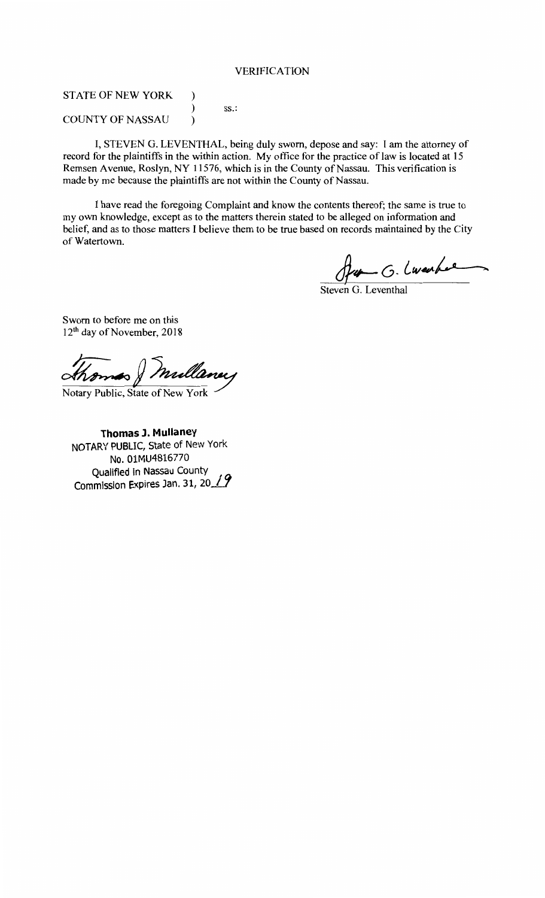# VERIFICATION

STATE OF NEW YORK )
) ss.:
COUNTY OF NASSAU )

I, STEVEN G. LEVENTHAL, being duly sworn, depose and say: I am the attorney of record for the plaintiffs in the within action. My office for the practice of law is located at 15 Remsen Avenue, Roslyn, NY 11576, which is in the County of Nassau. This verification is made by me because the plaintiffs are not within the County of Nassau.

I have read the foregoing Complaint and know the contents thereof; the same is true to my own knowledge, except as to the matters therein stated to be alleged on information and belief, and as to those matters I believe them to be true based on records maintained by the City of Watertown.

Steven G. Leventhal

Sworn to before me on this
12th day of November, 2018

Notary Public, State of New York

**Thomas J. Mullaney**
NOTARY PUBLIC, State of New York
No. 01MU4816770
Qualified in Nassau County
Commission Expires Jan. 31, 2019